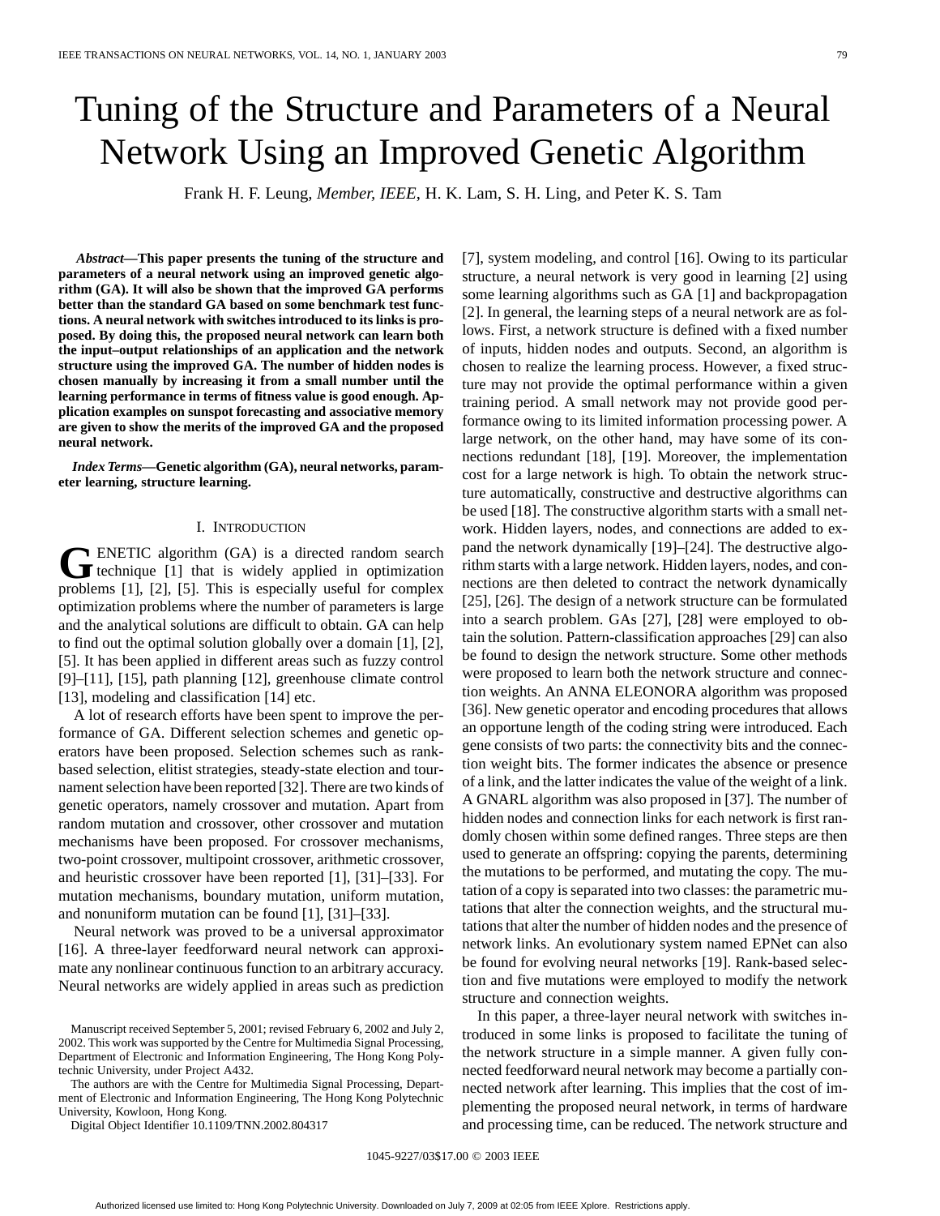# Tuning of the Structure and Parameters of a Neural Network Using an Improved Genetic Algorithm

Frank H. F. Leung, *Member, IEEE*, H. K. Lam, S. H. Ling, and Peter K. S. Tam

***Abstract*—This paper presents the tuning of the structure and parameters of a neural network using an improved genetic algorithm (GA). It will also be shown that the improved GA performs better than the standard GA based on some benchmark test functions. A neural network with switches introduced to its links is proposed. By doing this, the proposed neural network can learn both the input–output relationships of an application and the network structure using the improved GA. The number of hidden nodes is chosen manually by increasing it from a small number until the learning performance in terms of fitness value is good enough. Application examples on sunspot forecasting and associative memory are given to show the merits of the improved GA and the proposed neural network.**

***Index Terms*—Genetic algorithm (GA), neural networks, parameter learning, structure learning.**

## I. Introduction

Genetic algorithm (GA) is a directed random search technique [1] that is widely applied in optimization problems [1], [2], [5]. This is especially useful for complex optimization problems where the number of parameters is large and the analytical solutions are difficult to obtain. GA can help to find out the optimal solution globally over a domain [1], [2], [5]. It has been applied in different areas such as fuzzy control [9]–[11], [15], path planning [12], greenhouse climate control [13], modeling and classification [14] etc.

A lot of research efforts have been spent to improve the performance of GA. Different selection schemes and genetic operators have been proposed. Selection schemes such as rank-based selection, elitist strategies, steady-state election and tournament selection have been reported [32]. There are two kinds of genetic operators, namely crossover and mutation. Apart from random mutation and crossover, other crossover and mutation mechanisms have been proposed. For crossover mechanisms, two-point crossover, multipoint crossover, arithmetic crossover, and heuristic crossover have been reported [1], [31]–[33]. For mutation mechanisms, boundary mutation, uniform mutation, and nonuniform mutation can be found [1], [31]–[33].

Neural network was proved to be a universal approximator [16]. A three-layer feedforward neural network can approximate any nonlinear continuous function to an arbitrary accuracy. Neural networks are widely applied in areas such as prediction [7], system modeling, and control [16]. Owing to its particular structure, a neural network is very good in learning [2] using some learning algorithms such as GA [1] and backpropagation [2]. In general, the learning steps of a neural network are as follows. First, a network structure is defined with a fixed number of inputs, hidden nodes and outputs. Second, an algorithm is chosen to realize the learning process. However, a fixed structure may not provide the optimal performance within a given training period. A small network may not provide good performance owing to its limited information processing power. A large network, on the other hand, may have some of its connections redundant [18], [19]. Moreover, the implementation cost for a large network is high. To obtain the network structure automatically, constructive and destructive algorithms can be used [18]. The constructive algorithm starts with a small network. Hidden layers, nodes, and connections are added to expand the network dynamically [19]–[24]. The destructive algorithm starts with a large network. Hidden layers, nodes, and connections are then deleted to contract the network dynamically [25], [26]. The design of a network structure can be formulated into a search problem. GAs [27], [28] were employed to obtain the solution. Pattern-classification approaches [29] can also be found to design the network structure. Some other methods were proposed to learn both the network structure and connection weights. An ANNA ELEONORA algorithm was proposed [36]. New genetic operator and encoding procedures that allows an opportune length of the coding string were introduced. Each gene consists of two parts: the connectivity bits and the connection weight bits. The former indicates the absence or presence of a link, and the latter indicates the value of the weight of a link. A GNARL algorithm was also proposed in [37]. The number of hidden nodes and connection links for each network is first randomly chosen within some defined ranges. Three steps are then used to generate an offspring: copying the parents, determining the mutations to be performed, and mutating the copy. The mutation of a copy is separated into two classes: the parametric mutations that alter the connection weights, and the structural mutations that alter the number of hidden nodes and the presence of network links. An evolutionary system named EPNet can also be found for evolving neural networks [19]. Rank-based selection and five mutations were employed to modify the network structure and connection weights.

In this paper, a three-layer neural network with switches introduced in some links is proposed to facilitate the tuning of the network structure in a simple manner. A given fully connected feedforward neural network may become a partially connected network after learning. This implies that the cost of implementing the proposed neural network, in terms of hardware and processing time, can be reduced. The network structure and

---

Manuscript received September 5, 2001; revised February 6, 2002 and July 2, 2002. This work was supported by the Centre for Multimedia Signal Processing, Department of Electronic and Information Engineering, The Hong Kong Polytechnic University, under Project A432.

The authors are with the Centre for Multimedia Signal Processing, Department of Electronic and Information Engineering, The Hong Kong Polytechnic University, Kowloon, Hong Kong.

Digital Object Identifier 10.1109/TNN.2002.804317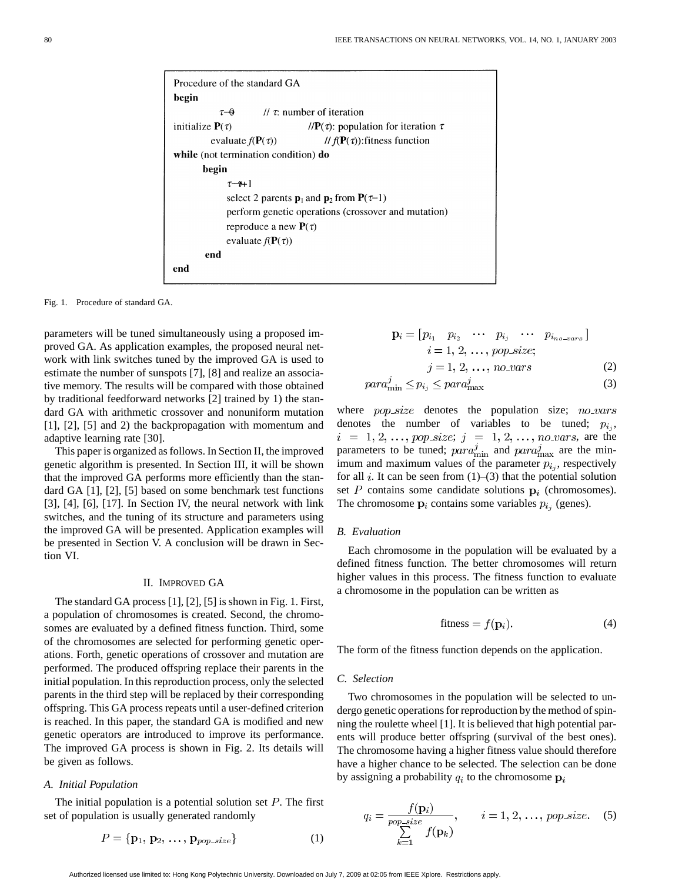```
Procedure of the standard GA
begin
        τ→0          // τ: number of iteration
initialize P(τ)                  //P(τ): population for iteration τ
        evaluate f(P(τ))          // f(P(τ)):fitness function
while (not termination condition) do
        begin
                τ→τ+1
                select 2 parents p1 and p2 from P(τ–1)
                perform genetic operations (crossover and mutation)
                reproduce a new P(τ)
                evaluate f(P(τ))
        end
end
```

Fig. 1. Procedure of standard GA.

parameters will be tuned simultaneously using a proposed improved GA. As application examples, the proposed neural network with link switches tuned by the improved GA is used to estimate the number of sunspots [7], [8] and realize an associative memory. The results will be compared with those obtained by traditional feedforward networks [2] trained by 1) the standard GA with arithmetic crossover and nonuniform mutation [1], [2], [5] and 2) the backpropagation with momentum and adaptive learning rate [30].

This paper is organized as follows. In Section II, the improved genetic algorithm is presented. In Section III, it will be shown that the improved GA performs more efficiently than the standard GA [1], [2], [5] based on some benchmark test functions [3], [4], [6], [17]. In Section IV, the neural network with link switches, and the tuning of its structure and parameters using the improved GA will be presented. Application examples will be presented in Section V. A conclusion will be drawn in Section VI.

## II. Improved GA

The standard GA process [1], [2], [5] is shown in Fig. 1. First, a population of chromosomes is created. Second, the chromosomes are evaluated by a defined fitness function. Third, some of the chromosomes are selected for performing genetic operations. Forth, genetic operations of crossover and mutation are performed. The produced offspring replace their parents in the initial population. In this reproduction process, only the selected parents in the third step will be replaced by their corresponding offspring. This GA process repeats until a user-defined criterion is reached. In this paper, the standard GA is modified and new genetic operators are introduced to improve its performance. The improved GA process is shown in Fig. 2. Its details will be given as follows.

### A. Initial Population

The initial population is a potential solution set $P$. The first set of population is usually generated randomly

$$P = \{\mathbf{p}_1, \mathbf{p}_2, \ldots, \mathbf{p}_{pop\_size}\} \tag{1}$$

$$\mathbf{p}_i = [p_{i_1} \quad p_{i_2} \quad \cdots \quad p_{i_j} \quad \cdots \quad p_{i_{no\_vars}}]$$
$$i = 1, 2, \ldots, pop\_size;$$
$$j = 1, 2, \ldots, no\_vars \tag{2}$$

$$para_{\min}^{j} \le p_{i_j} \le para_{\max}^{j} \tag{3}$$

where $pop\_size$ denotes the population size; $no\_vars$ denotes the number of variables to be tuned; $p_{i_j}$, $i = 1, 2, \ldots, pop\_size$; $j = 1, 2, \ldots, no\_vars$, are the parameters to be tuned; $para_{\min}^{j}$ and $para_{\max}^{j}$ are the minimum and maximum values of the parameter $p_{i_j}$, respectively for all $i$. It can be seen from (1)–(3) that the potential solution set $P$ contains some candidate solutions $\mathbf{p}_i$ (chromosomes). The chromosome $\mathbf{p}_i$ contains some variables $p_{i_j}$ (genes).

### B. Evaluation

Each chromosome in the population will be evaluated by a defined fitness function. The better chromosomes will return higher values in this process. The fitness function to evaluate a chromosome in the population can be written as

$$\text{fitness} = f(\mathbf{p}_i). \tag{4}$$

The form of the fitness function depends on the application.

### C. Selection

Two chromosomes in the population will be selected to undergo genetic operations for reproduction by the method of spinning the roulette wheel [1]. It is believed that high potential parents will produce better offspring (survival of the best ones). The chromosome having a higher fitness value should therefore have a higher chance to be selected. The selection can be done by assigning a probability $q_i$ to the chromosome $\mathbf{p}_i$

$$q_i = \frac{f(\mathbf{p}_i)}{\sum_{k=1}^{pop\_size} f(\mathbf{p}_k)}, \qquad i = 1, 2, \ldots, pop\_size. \tag{5}$$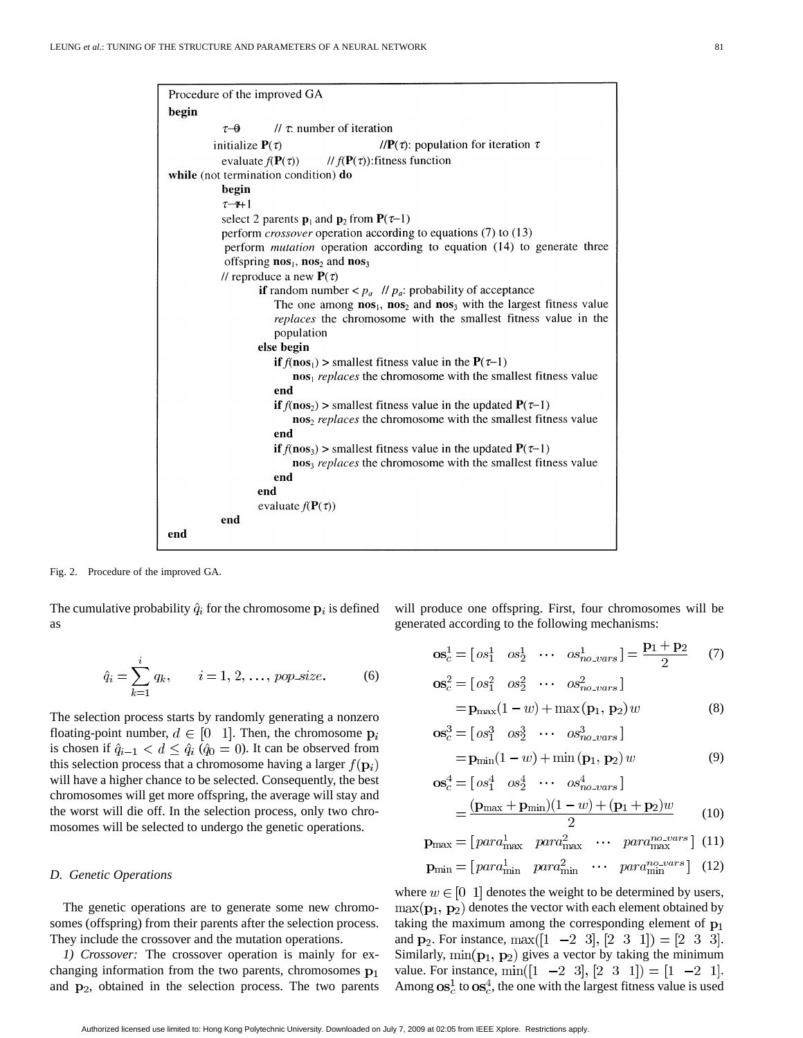```
Procedure of the improved GA
begin
        τ→0          // τ: number of iteration
        initialize P(τ)          //P(τ): population for iteration τ
        evaluate f(P(τ))       // f(P(τ)):fitness function
while (not termination condition) do
        begin
        τ→τ+1
        select 2 parents p1 and p2 from P(τ−1)
        perform crossover operation according to equations (7) to (13)
        perform mutation operation according to equation (14) to generate three
        offspring nos1, nos2 and nos3
        // reproduce a new P(τ)
                if random number < pa   // pa: probability of acceptance
                    The one among nos1, nos2 and nos3 with the largest fitness value
                    replaces the chromosome with the smallest fitness value in the
                    population
                else begin
                    if f(nos1) > smallest fitness value in the P(τ−1)
                        nos1 replaces the chromosome with the smallest fitness value
                    end
                    if f(nos2) > smallest fitness value in the updated P(τ−1)
                        nos2 replaces the chromosome with the smallest fitness value
                    end
                    if f(nos3) > smallest fitness value in the updated P(τ−1)
                        nos3 replaces the chromosome with the smallest fitness value
                    end
                end
                evaluate f(P(τ))
        end
end
```

Fig. 2. Procedure of the improved GA.

The cumulative probability $\hat{q}_i$ for the chromosome $\mathbf{p}_i$ is defined as

$$\hat{q}_i = \sum_{k=1}^{i} q_k, \qquad i = 1, 2, \ldots, pop\_size. \tag{6}$$

The selection process starts by randomly generating a nonzero floating-point number, $d \in [0 \quad 1]$. Then, the chromosome $\mathbf{p}_i$ is chosen if $\hat{q}_{i-1} < d \leq \hat{q}_i$ ($\hat{q}_0 = 0$). It can be observed from this selection process that a chromosome having a larger $f(\mathbf{p}_i)$ will have a higher chance to be selected. Consequently, the best chromosomes will get more offspring, the average will stay and the worst will die off. In the selection process, only two chromosomes will be selected to undergo the genetic operations.

### D. Genetic Operations

The genetic operations are to generate some new chromosomes (offspring) from their parents after the selection process. They include the crossover and the mutation operations.

*1) Crossover:* The crossover operation is mainly for exchanging information from the two parents, chromosomes $\mathbf{p}_1$ and $\mathbf{p}_2$, obtained in the selection process. The two parents will produce one offspring. First, four chromosomes will be generated according to the following mechanisms:

$$\mathbf{os}_c^1 = [\,os_1^1 \quad os_2^1 \quad \cdots \quad os_{no\_vars}^1\,] = \frac{\mathbf{p}_1 + \mathbf{p}_2}{2} \tag{7}$$

$$\mathbf{os}_c^2 = [\,os_1^2 \quad os_2^2 \quad \cdots \quad os_{no\_vars}^2\,] = \mathbf{p}_{\max}(1 - w) + \max(\mathbf{p}_1, \mathbf{p}_2)\,w \tag{8}$$

$$\mathbf{os}_c^3 = [\,os_1^3 \quad os_2^3 \quad \cdots \quad os_{no\_vars}^3\,] = \mathbf{p}_{\min}(1 - w) + \min(\mathbf{p}_1, \mathbf{p}_2)\,w \tag{9}$$

$$\mathbf{os}_c^4 = [\,os_1^4 \quad os_2^4 \quad \cdots \quad os_{no\_vars}^4\,] = \frac{(\mathbf{p}_{\max} + \mathbf{p}_{\min})(1 - w) + (\mathbf{p}_1 + \mathbf{p}_2)w}{2} \tag{10}$$

$$\mathbf{p}_{\max} = [\,para_{\max}^1 \quad para_{\max}^2 \quad \cdots \quad para_{\max}^{no\_vars}\,] \tag{11}$$

$$\mathbf{p}_{\min} = [\,para_{\min}^1 \quad para_{\min}^2 \quad \cdots \quad para_{\min}^{no\_vars}\,] \tag{12}$$

where $w \in [0 \quad 1]$ denotes the weight to be determined by users, $\max(\mathbf{p}_1, \mathbf{p}_2)$ denotes the vector with each element obtained by taking the maximum among the corresponding element of $\mathbf{p}_1$ and $\mathbf{p}_2$. For instance, $\max([1 \quad -2 \quad 3], [2 \quad 3 \quad 1]) = [2 \quad 3 \quad 3]$. Similarly, $\min(\mathbf{p}_1, \mathbf{p}_2)$ gives a vector by taking the minimum value. For instance, $\min([1 \quad -2 \quad 3], [2 \quad 3 \quad 1]) = [1 \quad -2 \quad 1]$. Among $\mathbf{os}_c^1$ to $\mathbf{os}_c^4$, the one with the largest fitness value is used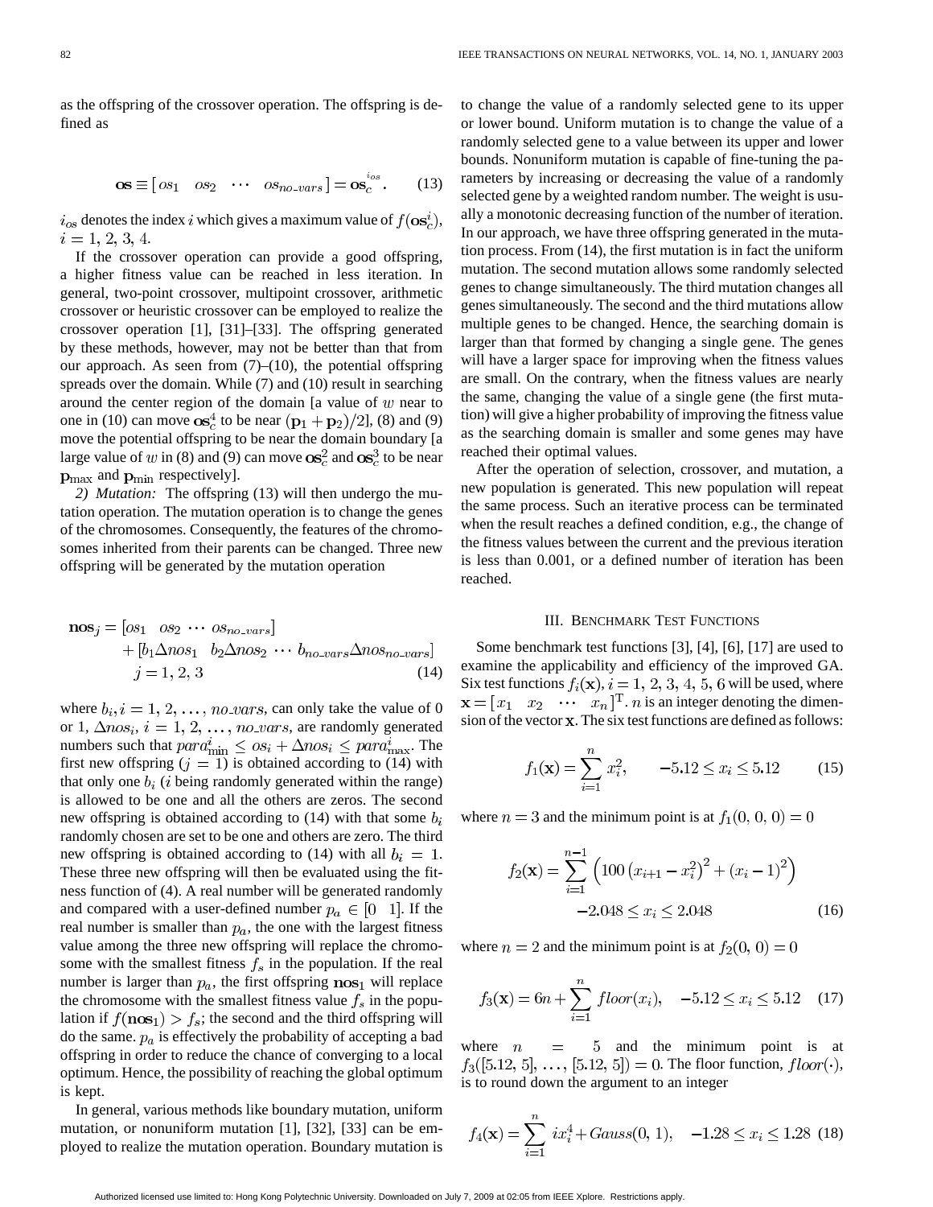as the offspring of the crossover operation. The offspring is defined as

$$\mathbf{os} \equiv [\,os_1 \quad os_2 \quad \cdots \quad os_{no\_vars}\,] = \mathbf{os}_c^{i_{os}}. \tag{13}$$

$i_{os}$ denotes the index $i$ which gives a maximum value of $f(\mathbf{os}_c^i)$, $i = 1, 2, 3, 4$.

If the crossover operation can provide a good offspring, a higher fitness value can be reached in less iteration. In general, two-point crossover, multipoint crossover, arithmetic crossover or heuristic crossover can be employed to realize the crossover operation [1], [31]–[33]. The offspring generated by these methods, however, may not be better than that from our approach. As seen from (7)–(10), the potential offspring spreads over the domain. While (7) and (10) result in searching around the center region of the domain [a value of $w$ near to one in (10) can move $\mathbf{os}_c^4$ to be near $(\mathbf{p}_1 + \mathbf{p}_2)/2$], (8) and (9) move the potential offspring to be near the domain boundary [a large value of $w$ in (8) and (9) can move $\mathbf{os}_c^2$ and $\mathbf{os}_c^3$ to be near $\mathbf{p}_{\max}$ and $\mathbf{p}_{\min}$ respectively].

*2) Mutation:* The offspring (13) will then undergo the mutation operation. The mutation operation is to change the genes of the chromosomes. Consequently, the features of the chromosomes inherited from their parents can be changed. Three new offspring will be generated by the mutation operation

$$\begin{aligned}\mathbf{nos}_j = {} & [os_1 \quad os_2 \ \cdots \ os_{no\_vars}] \\ & + [b_1 \Delta nos_1 \quad b_2 \Delta nos_2 \ \cdots \ b_{no\_vars} \Delta nos_{no\_vars}] \\ & j = 1, 2, 3\end{aligned} \tag{14}$$

where $b_i, i = 1, 2, \ldots, no\_vars$, can only take the value of 0 or 1, $\Delta nos_i$, $i = 1, 2, \ldots, no\_vars$, are randomly generated numbers such that $para_{\min}^i \le os_i + \Delta nos_i \le para_{\max}^i$. The first new offspring ($j = 1$) is obtained according to (14) with that only one $b_i$ ($i$ being randomly generated within the range) is allowed to be one and all the others are zeros. The second new offspring is obtained according to (14) with that some $b_i$ randomly chosen are set to be one and others are zero. The third new offspring is obtained according to (14) with all $b_i = 1$. These three new offspring will then be evaluated using the fitness function of (4). A real number will be generated randomly and compared with a user-defined number $p_a \in [0 \quad 1]$. If the real number is smaller than $p_a$, the one with the largest fitness value among the three new offspring will replace the chromosome with the smallest fitness $f_s$ in the population. If the real number is larger than $p_a$, the first offspring $\mathbf{nos}_1$ will replace the chromosome with the smallest fitness value $f_s$ in the population if $f(\mathbf{nos}_1) > f_s$; the second and the third offspring will do the same. $p_a$ is effectively the probability of accepting a bad offspring in order to reduce the chance of converging to a local optimum. Hence, the possibility of reaching the global optimum is kept.

In general, various methods like boundary mutation, uniform mutation, or nonuniform mutation [1], [32], [33] can be employed to realize the mutation operation. Boundary mutation is to change the value of a randomly selected gene to its upper or lower bound. Uniform mutation is to change the value of a randomly selected gene to a value between its upper and lower bounds. Nonuniform mutation is capable of fine-tuning the parameters by increasing or decreasing the value of a randomly selected gene by a weighted random number. The weight is usually a monotonic decreasing function of the number of iteration. In our approach, we have three offspring generated in the mutation process. From (14), the first mutation is in fact the uniform mutation. The second mutation allows some randomly selected genes to change simultaneously. The third mutation changes all genes simultaneously. The second and the third mutations allow multiple genes to be changed. Hence, the searching domain is larger than that formed by changing a single gene. The genes will have a larger space for improving when the fitness values are small. On the contrary, when the fitness values are nearly the same, changing the value of a single gene (the first mutation) will give a higher probability of improving the fitness value as the searching domain is smaller and some genes may have reached their optimal values.

After the operation of selection, crossover, and mutation, a new population is generated. This new population will repeat the same process. Such an iterative process can be terminated when the result reaches a defined condition, e.g., the change of the fitness values between the current and the previous iteration is less than 0.001, or a defined number of iteration has been reached.

## III. Benchmark Test Functions

Some benchmark test functions [3], [4], [6], [17] are used to examine the applicability and efficiency of the improved GA. Six test functions $f_i(\mathbf{x}), i = 1, 2, 3, 4, 5, 6$ will be used, where $\mathbf{x} = [x_1 \quad x_2 \quad \cdots \quad x_n]^{\mathrm{T}}$. $n$ is an integer denoting the dimension of the vector $\mathbf{x}$. The six test functions are defined as follows:

$$f_1(\mathbf{x}) = \sum_{i=1}^{n} x_i^2, \qquad -5.12 \le x_i \le 5.12 \tag{15}$$

where $n = 3$ and the minimum point is at $f_1(0, 0, 0) = 0$

$$f_2(\mathbf{x}) = \sum_{i=1}^{n-1} \left(100\left(x_{i+1} - x_i^2\right)^2 + (x_i - 1)^2\right) \qquad -2.048 \le x_i \le 2.048 \tag{16}$$

where $n = 2$ and the minimum point is at $f_2(0, 0) = 0$

$$f_3(\mathbf{x}) = 6n + \sum_{i=1}^{n} floor(x_i), \quad -5.12 \le x_i \le 5.12 \tag{17}$$

where $n = 5$ and the minimum point is at $f_3([5.12, 5], \ldots, [5.12, 5]) = 0$. The floor function, $floor(\cdot)$, is to round down the argument to an integer

$$f_4(\mathbf{x}) = \sum_{i=1}^{n} i x_i^4 + Gauss(0, 1), \quad -1.28 \le x_i \le 1.28 \tag{18}$$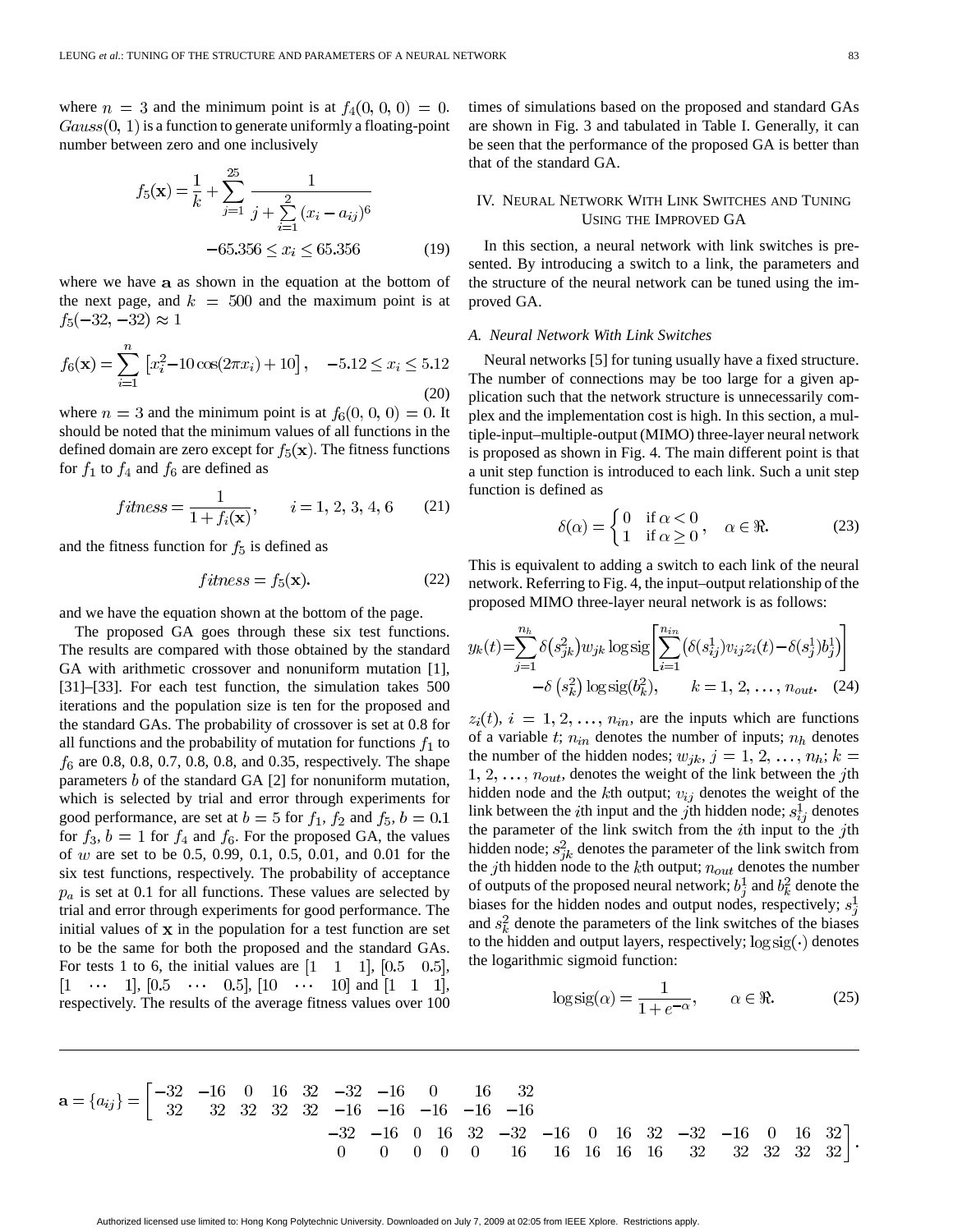where $n = 3$ and the minimum point is at $f_4(0, 0, 0) = 0$. $Gauss(0, 1)$ is a function to generate uniformly a floating-point number between zero and one inclusively

$$f_5(\mathbf{x}) = \frac{1}{k} + \sum_{j=1}^{25} \frac{1}{j + \sum_{i=1}^{2} (x_i - a_{ij})^6}$$
$$-65.356 \leq x_i \leq 65.356 \tag{19}$$

where we have $\mathbf{a}$ as shown in the equation at the bottom of the next page, and $k = 500$ and the maximum point is at $f_5(-32, -32) \approx 1$

$$f_6(\mathbf{x}) = \sum_{i=1}^{n} \left[x_i^2 - 10\cos(2\pi x_i) + 10\right], \quad -5.12 \leq x_i \leq 5.12 \tag{20}$$

where $n = 3$ and the minimum point is at $f_6(0, 0, 0) = 0$. It should be noted that the minimum values of all functions in the defined domain are zero except for $f_5(\mathbf{x})$. The fitness functions for $f_1$ to $f_4$ and $f_6$ are defined as

$$fitness = \frac{1}{1 + f_i(\mathbf{x})}, \qquad i = 1, 2, 3, 4, 6 \tag{21}$$

and the fitness function for $f_5$ is defined as

$$fitness = f_5(\mathbf{x}). \tag{22}$$

and we have the equation shown at the bottom of the page.

The proposed GA goes through these six test functions. The results are compared with those obtained by the standard GA with arithmetic crossover and nonuniform mutation [1], [31]–[33]. For each test function, the simulation takes 500 iterations and the population size is ten for the proposed and the standard GAs. The probability of crossover is set at 0.8 for all functions and the probability of mutation for functions $f_1$ to $f_6$ are 0.8, 0.8, 0.7, 0.8, 0.8, and 0.35, respectively. The shape parameters $b$ of the standard GA [2] for nonuniform mutation, which is selected by trial and error through experiments for good performance, are set at $b = 5$ for $f_1$, $f_2$ and $f_5$, $b = 0.1$ for $f_3$, $b = 1$ for $f_4$ and $f_6$. For the proposed GA, the values of $w$ are set to be 0.5, 0.99, 0.1, 0.5, 0.01, and 0.01 for the six test functions, respectively. The probability of acceptance $p_a$ is set at 0.1 for all functions. These values are selected by trial and error through experiments for good performance. The initial values of $\mathbf{x}$ in the population for a test function are set to be the same for both the proposed and the standard GAs. For tests 1 to 6, the initial values are $[1 \quad 1 \quad 1]$, $[0.5 \quad 0.5]$, $[1 \quad \cdots \quad 1]$, $[0.5 \quad \cdots \quad 0.5]$, $[10 \quad \cdots \quad 10]$ and $[1 \quad 1 \quad 1]$, respectively. The results of the average fitness values over 100 times of simulations based on the proposed and standard GAs are shown in Fig. 3 and tabulated in Table I. Generally, it can be seen that the performance of the proposed GA is better than that of the standard GA.

## IV. Neural Network With Link Switches and Tuning Using the Improved GA

In this section, a neural network with link switches is presented. By introducing a switch to a link, the parameters and the structure of the neural network can be tuned using the improved GA.

### A. Neural Network With Link Switches

Neural networks [5] for tuning usually have a fixed structure. The number of connections may be too large for a given application such that the network structure is unnecessarily complex and the implementation cost is high. In this section, a multiple-input–multiple-output (MIMO) three-layer neural network is proposed as shown in Fig. 4. The main different point is that a unit step function is introduced to each link. Such a unit step function is defined as

$$\delta(\alpha) = \begin{cases} 0 & \text{if } \alpha < 0 \\ 1 & \text{if } \alpha \geq 0 \end{cases}, \quad \alpha \in \Re. \tag{23}$$

This is equivalent to adding a switch to each link of the neural network. Referring to Fig. 4, the input–output relationship of the proposed MIMO three-layer neural network is as follows:

$$y_k(t) = \sum_{j=1}^{n_h} \delta(s_{jk}^2) w_{jk} \operatorname{logsig}\left[\sum_{i=1}^{n_{in}} \left(\delta(s_{ij}^1) v_{ij} z_i(t) - \delta(s_j^1) b_j^1\right)\right] - \delta(s_k^2) \operatorname{logsig}(b_k^2), \qquad k = 1, 2, \ldots, n_{out}. \tag{24}$$

$z_i(t)$, $i = 1, 2, \ldots, n_{in}$, are the inputs which are functions of a variable $t$; $n_{in}$ denotes the number of inputs; $n_h$ denotes the number of the hidden nodes; $w_{jk}$, $j = 1, 2, \ldots, n_h$; $k = 1, 2, \ldots, n_{out}$, denotes the weight of the link between the $j$th hidden node and the $k$th output; $v_{ij}$ denotes the weight of the link between the $i$th input and the $j$th hidden node; $s_{ij}^1$ denotes the parameter of the link switch from the $i$th input to the $j$th hidden node; $s_{jk}^2$ denotes the parameter of the link switch from the $j$th hidden node to the $k$th output; $n_{out}$ denotes the number of outputs of the proposed neural network; $b_j^1$ and $b_k^2$ denote the biases for the hidden nodes and output nodes, respectively; $s_j^1$ and $s_k^2$ denote the parameters of the link switches of the biases to the hidden and output layers, respectively; $\operatorname{logsig}(\cdot)$ denotes the logarithmic sigmoid function:

$$\operatorname{logsig}(\alpha) = \frac{1}{1 + e^{-\alpha}}, \qquad \alpha \in \Re. \tag{25}$$

$$\mathbf{a} = \{a_{ij}\} = \begin{bmatrix} -32 & -16 & 0 & 16 & 32 & -32 & -16 & 0 & 16 & 32 & -32 & -16 & 0 & 16 & 32 & -32 & -16 & 0 & 16 & 32 & -32 & -16 & 0 & 16 & 32 \\ 32 & 32 & 32 & 32 & 32 & -16 & -16 & -16 & -16 & -16 & 0 & 0 & 0 & 0 & 0 & 16 & 16 & 16 & 16 & 16 & 32 & 32 & 32 & 32 & 32 \end{bmatrix}.$$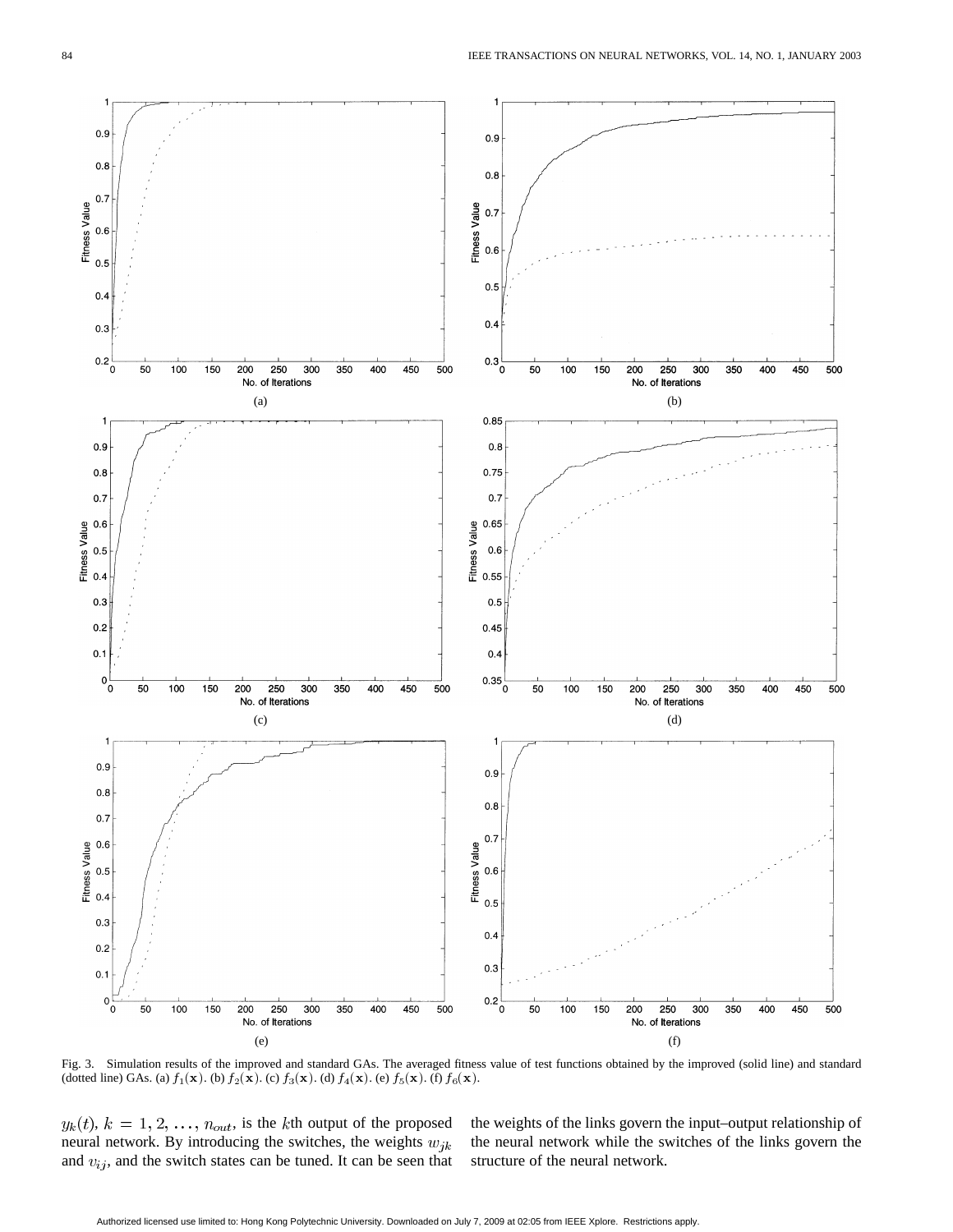Fig. 3. Simulation results of the improved and standard GAs. The averaged fitness value of test functions obtained by the improved (solid line) and standard (dotted line) GAs. (a) $f_1(\mathbf{x})$. (b) $f_2(\mathbf{x})$. (c) $f_3(\mathbf{x})$. (d) $f_4(\mathbf{x})$. (e) $f_5(\mathbf{x})$. (f) $f_6(\mathbf{x})$.

$y_k(t)$, $k = 1, 2, \ldots, n_{out}$, is the $k$th output of the proposed neural network. By introducing the switches, the weights $w_{jk}$ and $v_{ij}$, and the switch states can be tuned. It can be seen that the weights of the links govern the input–output relationship of the neural network while the switches of the links govern the structure of the neural network.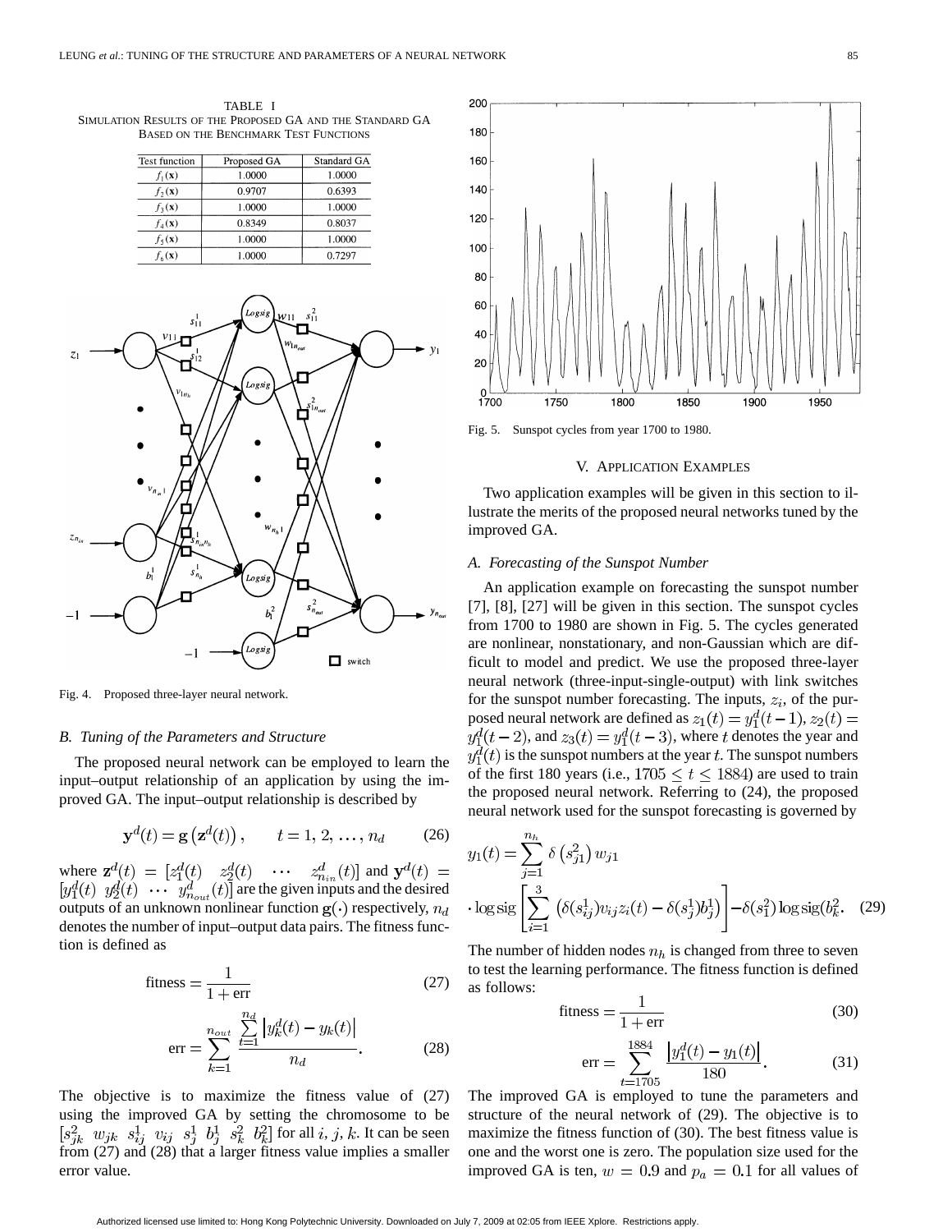TABLE I
SIMULATION RESULTS OF THE PROPOSED GA AND THE STANDARD GA BASED ON THE BENCHMARK TEST FUNCTIONS

| Test function | Proposed GA | Standard GA |
|---|---|---|
| $f_1(\mathbf{x})$ | 1.0000 | 1.0000 |
| $f_2(\mathbf{x})$ | 0.9707 | 0.6393 |
| $f_3(\mathbf{x})$ | 1.0000 | 1.0000 |
| $f_4(\mathbf{x})$ | 0.8349 | 0.8037 |
| $f_5(\mathbf{x})$ | 1.0000 | 1.0000 |
| $f_6(\mathbf{x})$ | 1.0000 | 0.7297 |

Fig. 4. Proposed three-layer neural network.

### B. Tuning of the Parameters and Structure

The proposed neural network can be employed to learn the input–output relationship of an application by using the improved GA. The input–output relationship is described by

$$\mathbf{y}^d(t) = \mathbf{g}\left(\mathbf{z}^d(t)\right), \qquad t = 1, 2, \ldots, n_d \tag{26}$$

where $\mathbf{z}^d(t) = [z_1^d(t) \quad z_2^d(t) \quad \cdots \quad z_{n_{in}}^d(t)]$ and $\mathbf{y}^d(t) = [y_1^d(t) \;\; y_2^d(t) \;\; \cdots \;\; y_{n_{out}}^d(t)]$ are the given inputs and the desired outputs of an unknown nonlinear function $\mathbf{g}(\cdot)$ respectively, $n_d$ denotes the number of input–output data pairs. The fitness function is defined as

$$\text{fitness} = \frac{1}{1 + \text{err}} \tag{27}$$

$$\text{err} = \sum_{k=1}^{n_{out}} \frac{\sum_{t=1}^{n_d} \left| y_k^d(t) - y_k(t) \right|}{n_d}. \tag{28}$$

The objective is to maximize the fitness value of (27) using the improved GA by setting the chromosome to be $[s_{jk}^2 \;\; w_{jk} \;\; s_{ij}^1 \;\; v_{ij} \;\; s_j^1 \;\; b_j^1 \;\; s_k^2 \;\; b_k^2]$ for all $i$, $j$, $k$. It can be seen from (27) and (28) that a larger fitness value implies a smaller error value.

Fig. 5. Sunspot cycles from year 1700 to 1980.

## V. APPLICATION EXAMPLES

Two application examples will be given in this section to illustrate the merits of the proposed neural networks tuned by the improved GA.

### A. Forecasting of the Sunspot Number

An application example on forecasting the sunspot number [7], [8], [27] will be given in this section. The sunspot cycles from 1700 to 1980 are shown in Fig. 5. The cycles generated are nonlinear, nonstationary, and non-Gaussian which are difficult to model and predict. We use the proposed three-layer neural network (three-input-single-output) with link switches for the sunspot number forecasting. The inputs, $z_i$, of the purposed neural network are defined as $z_1(t) = y_1^d(t-1)$, $z_2(t) = y_1^d(t-2)$, and $z_3(t) = y_1^d(t-3)$, where $t$ denotes the year and $y_1^d(t)$ is the sunspot numbers at the year $t$. The sunspot numbers of the first 180 years (i.e., $1705 \le t \le 1884$) are used to train the proposed neural network. Referring to (24), the proposed neural network used for the sunspot forecasting is governed by

$$y_1(t) = \sum_{j=1}^{n_h} \delta\left(s_{j1}^2\right) w_{j1} \cdot \operatorname{logsig}\left[\sum_{i=1}^{3}\left(\delta(s_{ij}^1) v_{ij} z_i(t) - \delta(s_j^1) b_j^1\right)\right] - \delta(s_1^2) \operatorname{logsig}(b_k^2. \tag{29}$$

The number of hidden nodes $n_h$ is changed from three to seven to test the learning performance. The fitness function is defined as follows:

$$\text{fitness} = \frac{1}{1 + \text{err}} \tag{30}$$

$$\text{err} = \sum_{t=1705}^{1884} \frac{\left| y_1^d(t) - y_1(t) \right|}{180}. \tag{31}$$

The improved GA is employed to tune the parameters and structure of the neural network of (29). The objective is to maximize the fitness function of (30). The best fitness value is one and the worst one is zero. The population size used for the improved GA is ten, $w = 0.9$ and $p_a = 0.1$ for all values of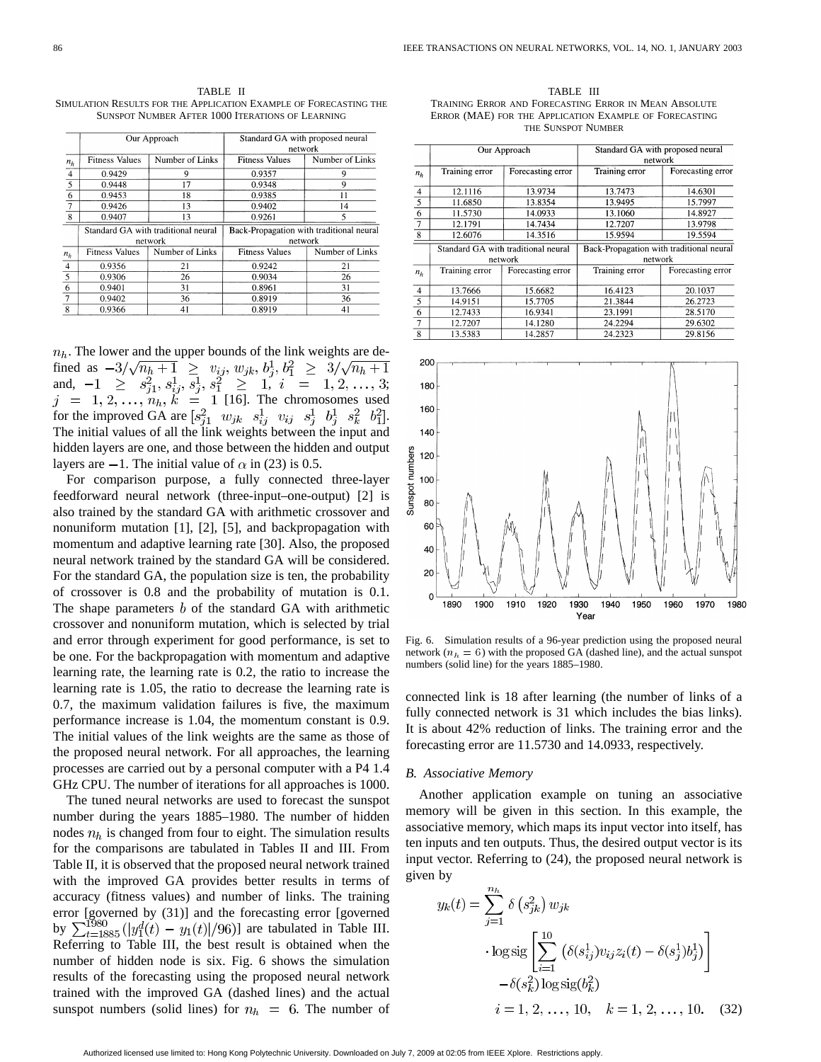TABLE II
SIMULATION RESULTS FOR THE APPLICATION EXAMPLE OF FORECASTING THE SUNSPOT NUMBER AFTER 1000 ITERATIONS OF LEARNING

| | Our Approach | | Standard GA with proposed neural network | |
|---|---|---|---|---|
| $n_h$ | Fitness Values | Number of Links | Fitness Values | Number of Links |
| 4 | 0.9429 | 9 | 0.9357 | 9 |
| 5 | 0.9448 | 17 | 0.9348 | 9 |
| 6 | 0.9453 | 18 | 0.9385 | 11 |
| 7 | 0.9426 | 13 | 0.9402 | 14 |
| 8 | 0.9407 | 13 | 0.9261 | 5 |
| | Standard GA with traditional neural network | | Back-Propagation with traditional neural network | |
| $n_h$ | Fitness Values | Number of Links | Fitness Values | Number of Links |
| 4 | 0.9356 | 21 | 0.9242 | 21 |
| 5 | 0.9306 | 26 | 0.9034 | 26 |
| 6 | 0.9401 | 31 | 0.8961 | 31 |
| 7 | 0.9402 | 36 | 0.8919 | 36 |
| 8 | 0.9366 | 41 | 0.8919 | 41 |

$n_h$. The lower and the upper bounds of the link weights are defined as $-3/\sqrt{n_h+1} \geq v_{ij}, w_{jk}, b_j^1, b_1^2 \geq 3/\sqrt{n_h+1}$ and, $-1 \geq s_{j1}^2, s_{ij}^1, s_j^1, s_1^2 \geq 1$, $i = 1, 2, \ldots, 3$; $j = 1, 2, \ldots, n_h$, $k = 1$ [16]. The chromosomes used for the improved GA are $[s_{j1}^2 \;\; w_{jk} \;\; s_{ij}^1 \;\; v_{ij} \;\; s_j^1 \;\; b_j^1 \;\; s_k^2 \;\; b_1^2]$. The initial values of all the link weights between the input and hidden layers are one, and those between the hidden and output layers are $-1$. The initial value of $\alpha$ in (23) is 0.5.

For comparison purpose, a fully connected three-layer feedforward neural network (three-input–one-output) [2] is also trained by the standard GA with arithmetic crossover and nonuniform mutation [1], [2], [5], and backpropagation with momentum and adaptive learning rate [30]. Also, the proposed neural network trained by the standard GA will be considered. For the standard GA, the population size is ten, the probability of crossover is 0.8 and the probability of mutation is 0.1. The shape parameters $b$ of the standard GA with arithmetic crossover and nonuniform mutation, which is selected by trial and error through experiment for good performance, is set to be one. For the backpropagation with momentum and adaptive learning rate, the learning rate is 0.2, the ratio to increase the learning rate is 1.05, the ratio to decrease the learning rate is 0.7, the maximum validation failures is five, the maximum performance increase is 1.04, the momentum constant is 0.9. The initial values of the link weights are the same as those of the proposed neural network. For all approaches, the learning processes are carried out by a personal computer with a P4 1.4 GHz CPU. The number of iterations for all approaches is 1000.

The tuned neural networks are used to forecast the sunspot number during the years 1885–1980. The number of hidden nodes $n_h$ is changed from four to eight. The simulation results for the comparisons are tabulated in Tables II and III. From Table II, it is observed that the proposed neural network trained with the improved GA provides better results in terms of accuracy (fitness values) and number of links. The training error [governed by (31)] and the forecasting error [governed by $\sum_{t=1885}^{1980}(|y_1^d(t) - y_1(t)|/96)$] are tabulated in Table III. Referring to Table III, the best result is obtained when the number of hidden node is six. Fig. 6 shows the simulation results of the forecasting using the proposed neural network trained with the improved GA (dashed lines) and the actual sunspot numbers (solid lines) for $n_h = 6$. The number of connected link is 18 after learning (the number of links of a fully connected network is 31 which includes the bias links). It is about 42% reduction of links. The training error and the forecasting error are 11.5730 and 14.0933, respectively.

TABLE III
TRAINING ERROR AND FORECASTING ERROR IN MEAN ABSOLUTE ERROR (MAE) FOR THE APPLICATION EXAMPLE OF FORECASTING THE SUNSPOT NUMBER

| | Our Approach | | Standard GA with proposed neural network | |
|---|---|---|---|---|
| $n_h$ | Training error | Forecasting error | Training error | Forecasting error |
| 4 | 12.1116 | 13.9734 | 13.7473 | 14.6301 |
| 5 | 11.6850 | 13.8354 | 13.9495 | 15.7997 |
| 6 | 11.5730 | 14.0933 | 13.1060 | 14.8927 |
| 7 | 12.1791 | 14.7434 | 12.7207 | 13.9798 |
| 8 | 12.6076 | 14.3516 | 15.9594 | 19.5594 |
| | Standard GA with traditional neural network | | Back-Propagation with traditional neural network | |
| $n_h$ | Training error | Forecasting error | Training error | Forecasting error |
| 4 | 13.7666 | 15.6682 | 16.4123 | 20.1037 |
| 5 | 14.9151 | 15.7705 | 21.3844 | 26.2723 |
| 6 | 12.7433 | 16.9341 | 23.1991 | 28.5170 |
| 7 | 12.7207 | 14.1280 | 24.2294 | 29.6302 |
| 8 | 13.5383 | 14.2857 | 24.2323 | 29.8156 |

Fig. 6. Simulation results of a 96-year prediction using the proposed neural network ($n_h = 6$) with the proposed GA (dashed line), and the actual sunspot numbers (solid line) for the years 1885–1980.

### B. Associative Memory

Another application example on tuning an associative memory will be given in this section. In this example, the associative memory, which maps its input vector into itself, has ten inputs and ten outputs. Thus, the desired output vector is its input vector. Referring to (24), the proposed neural network is given by

$$y_k(t) = \sum_{j=1}^{n_h} \delta\left(s_{jk}^2\right) w_{jk} \cdot \operatorname{logsig}\left[\sum_{i=1}^{10} \left(\delta(s_{ij}^1) v_{ij} z_i(t) - \delta(s_j^1) b_j^1\right)\right] - \delta(s_k^2) \operatorname{logsig}(b_k^2)$$
$$i = 1, 2, \ldots, 10, \quad k = 1, 2, \ldots, 10. \quad (32)$$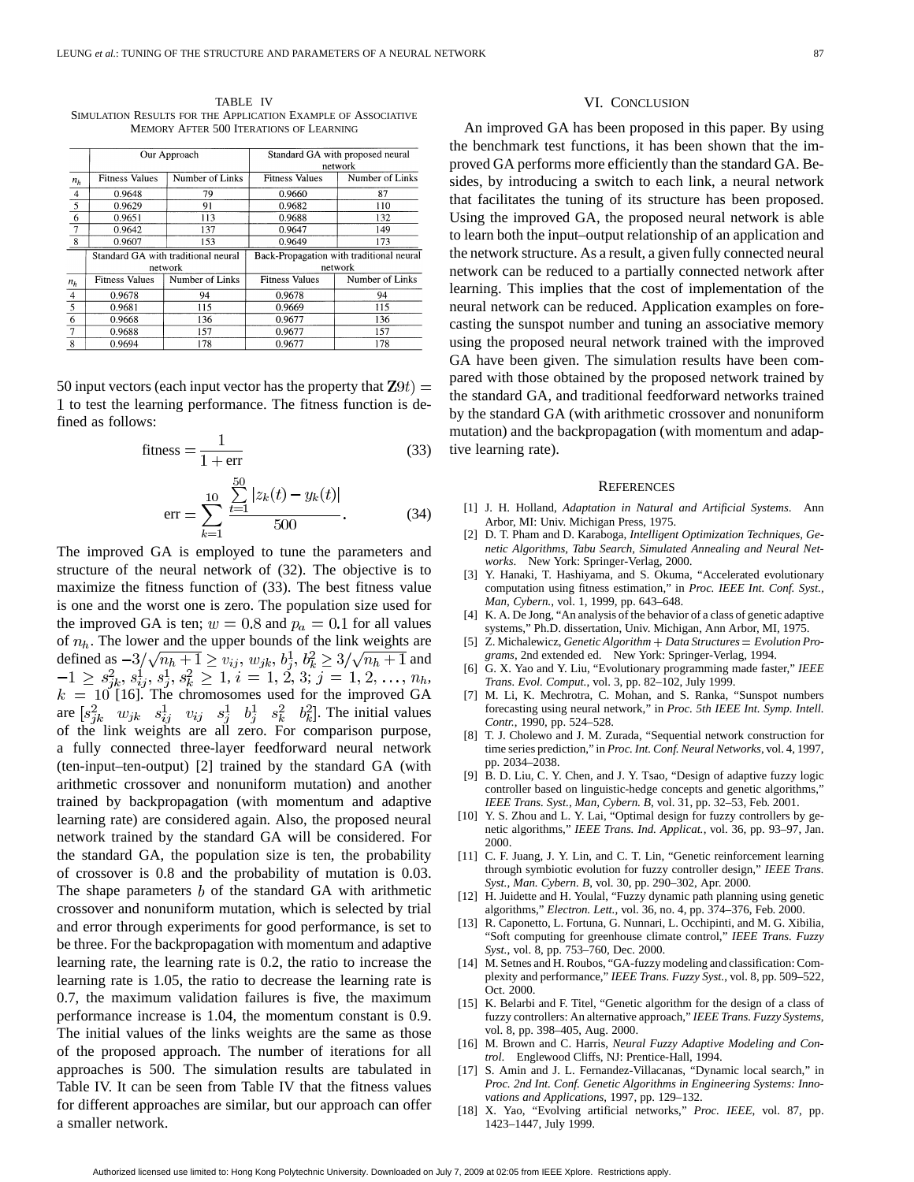TABLE IV
SIMULATION RESULTS FOR THE APPLICATION EXAMPLE OF ASSOCIATIVE MEMORY AFTER 500 ITERATIONS OF LEARNING

| | Our Approach | | Standard GA with proposed neural network | |
|---|---|---|---|---|
| $n_h$ | Fitness Values | Number of Links | Fitness Values | Number of Links |
| 4 | 0.9648 | 79 | 0.9660 | 87 |
| 5 | 0.9629 | 91 | 0.9682 | 110 |
| 6 | 0.9651 | 113 | 0.9688 | 132 |
| 7 | 0.9642 | 137 | 0.9647 | 149 |
| 8 | 0.9607 | 153 | 0.9649 | 173 |
| | Standard GA with traditional neural network | | Back-Propagation with traditional neural network | |
| $n_h$ | Fitness Values | Number of Links | Fitness Values | Number of Links |
| 4 | 0.9678 | 94 | 0.9678 | 94 |
| 5 | 0.9681 | 115 | 0.9669 | 115 |
| 6 | 0.9668 | 136 | 0.9677 | 136 |
| 7 | 0.9688 | 157 | 0.9677 | 157 |
| 8 | 0.9694 | 178 | 0.9677 | 178 |

50 input vectors (each input vector has the property that $\mathbf{Z}9t) = 1$ to test the learning performance. The fitness function is defined as follows:

$$\text{fitness} = \frac{1}{1 + \text{err}} \tag{33}$$

$$\text{err} = \sum_{k=1}^{10} \frac{\sum_{t=1}^{50} |z_k(t) - y_k(t)|}{500}. \tag{34}$$

The improved GA is employed to tune the parameters and structure of the neural network of (32). The objective is to maximize the fitness function of (33). The best fitness value is one and the worst one is zero. The population size used for the improved GA is ten; $w = 0.8$ and $p_a = 0.1$ for all values of $n_h$. The lower and the upper bounds of the link weights are defined as $-3/\sqrt{n_h + 1} \geq v_{ij}, w_{jk}, b_j^1, b_k^2 \geq 3/\sqrt{n_h + 1}$ and $-1 \geq s_{jk}^2, s_{ij}^1, s_j^1, s_k^2 \geq 1, i = 1, 2, 3; j = 1, 2, \ldots, n_h, k = 10$ [16]. The chromosomes used for the improved GA are $[s_{jk}^2 \quad w_{jk} \quad s_{ij}^1 \quad v_{ij} \quad s_j^1 \quad b_j^1 \quad s_k^2 \quad b_k^2]$. The initial values of the link weights are all zero. For comparison purpose, a fully connected three-layer feedforward neural network (ten-input–ten-output) [2] trained by the standard GA (with arithmetic crossover and nonuniform mutation) and another trained by backpropagation (with momentum and adaptive learning rate) are considered again. Also, the proposed neural network trained by the standard GA will be considered. For the standard GA, the population size is ten, the probability of crossover is 0.8 and the probability of mutation is 0.03. The shape parameters $b$ of the standard GA with arithmetic crossover and nonuniform mutation, which is selected by trial and error through experiments for good performance, is set to be three. For the backpropagation with momentum and adaptive learning rate, the learning rate is 0.2, the ratio to increase the learning rate is 1.05, the ratio to decrease the learning rate is 0.7, the maximum validation failures is five, the maximum performance increase is 1.04, the momentum constant is 0.9. The initial values of the links weights are the same as those of the proposed approach. The number of iterations for all approaches is 500. The simulation results are tabulated in Table IV. It can be seen from Table IV that the fitness values for different approaches are similar, but our approach can offer a smaller network.

## VI. CONCLUSION

An improved GA has been proposed in this paper. By using the benchmark test functions, it has been shown that the improved GA performs more efficiently than the standard GA. Besides, by introducing a switch to each link, a neural network that facilitates the tuning of its structure has been proposed. Using the improved GA, the proposed neural network is able to learn both the input–output relationship of an application and the network structure. As a result, a given fully connected neural network can be reduced to a partially connected network after learning. This implies that the cost of implementation of the neural network can be reduced. Application examples on forecasting the sunspot number and tuning an associative memory using the proposed neural network trained with the improved GA have been given. The simulation results have been compared with those obtained by the proposed network trained by the standard GA, and traditional feedforward networks trained by the standard GA (with arithmetic crossover and nonuniform mutation) and the backpropagation (with momentum and adaptive learning rate).

## REFERENCES

[1] J. H. Holland, *Adaptation in Natural and Artificial Systems*. Ann Arbor, MI: Univ. Michigan Press, 1975.

[2] D. T. Pham and D. Karaboga, *Intelligent Optimization Techniques, Genetic Algorithms, Tabu Search, Simulated Annealing and Neural Networks*. New York: Springer-Verlag, 2000.

[3] Y. Hanaki, T. Hashiyama, and S. Okuma, "Accelerated evolutionary computation using fitness estimation," in *Proc. IEEE Int. Conf. Syst., Man, Cybern.*, vol. 1, 1999, pp. 643–648.

[4] K. A. De Jong, "An analysis of the behavior of a class of genetic adaptive systems," Ph.D. dissertation, Univ. Michigan, Ann Arbor, MI, 1975.

[5] Z. Michalewicz, *Genetic Algorithm + Data Structures = Evolution Programs*, 2nd extended ed. New York: Springer-Verlag, 1994.

[6] G. X. Yao and Y. Liu, "Evolutionary programming made faster," *IEEE Trans. Evol. Comput.*, vol. 3, pp. 82–102, July 1999.

[7] M. Li, K. Mechrotra, C. Mohan, and S. Ranka, "Sunspot numbers forecasting using neural network," in *Proc. 5th IEEE Int. Symp. Intell. Contr.*, 1990, pp. 524–528.

[8] T. J. Cholewo and J. M. Zurada, "Sequential network construction for time series prediction," in *Proc. Int. Conf. Neural Networks*, vol. 4, 1997, pp. 2034–2038.

[9] B. D. Liu, C. Y. Chen, and J. Y. Tsao, "Design of adaptive fuzzy logic controller based on linguistic-hedge concepts and genetic algorithms," *IEEE Trans. Syst., Man, Cybern. B*, vol. 31, pp. 32–53, Feb. 2001.

[10] Y. S. Zhou and L. Y. Lai, "Optimal design for fuzzy controllers by genetic algorithms," *IEEE Trans. Ind. Applicat.*, vol. 36, pp. 93–97, Jan. 2000.

[11] C. F. Juang, J. Y. Lin, and C. T. Lin, "Genetic reinforcement learning through symbiotic evolution for fuzzy controller design," *IEEE Trans. Syst., Man. Cybern. B*, vol. 30, pp. 290–302, Apr. 2000.

[12] H. Juidette and H. Youlal, "Fuzzy dynamic path planning using genetic algorithms," *Electron. Lett.*, vol. 36, no. 4, pp. 374–376, Feb. 2000.

[13] R. Caponetto, L. Fortuna, G. Nunnari, L. Occhipinti, and M. G. Xibilia, "Soft computing for greenhouse climate control," *IEEE Trans. Fuzzy Syst.*, vol. 8, pp. 753–760, Dec. 2000.

[14] M. Setnes and H. Roubos, "GA-fuzzy modeling and classification: Complexity and performance," *IEEE Trans. Fuzzy Syst.*, vol. 8, pp. 509–522, Oct. 2000.

[15] K. Belarbi and F. Titel, "Genetic algorithm for the design of a class of fuzzy controllers: An alternative approach," *IEEE Trans. Fuzzy Systems*, vol. 8, pp. 398–405, Aug. 2000.

[16] M. Brown and C. Harris, *Neural Fuzzy Adaptive Modeling and Control*. Englewood Cliffs, NJ: Prentice-Hall, 1994.

[17] S. Amin and J. L. Fernandez-Villacanas, "Dynamic local search," in *Proc. 2nd Int. Conf. Genetic Algorithms in Engineering Systems: Innovations and Applications*, 1997, pp. 129–132.

[18] X. Yao, "Evolving artificial networks," *Proc. IEEE*, vol. 87, pp. 1423–1447, July 1999.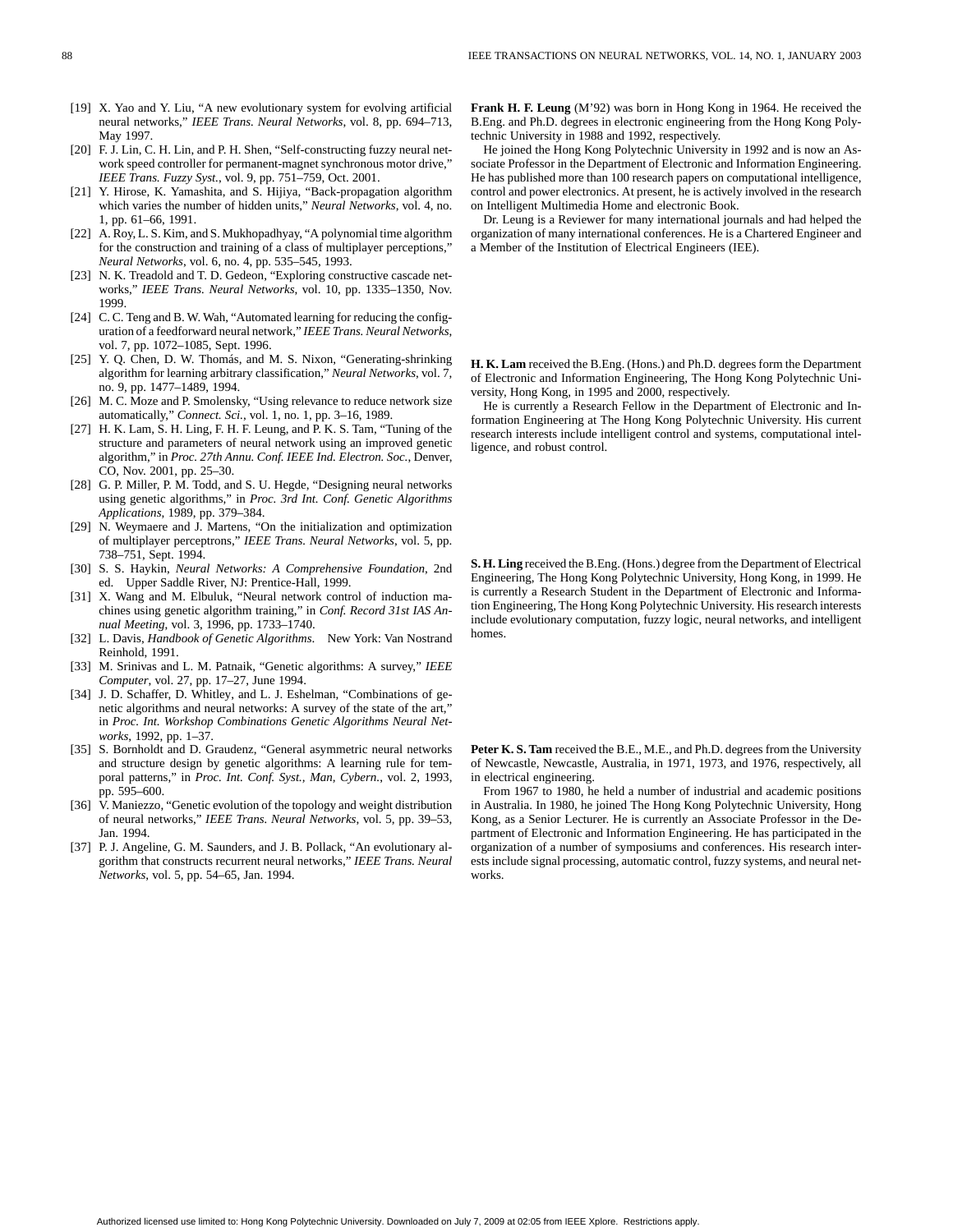[19] X. Yao and Y. Liu, "A new evolutionary system for evolving artificial neural networks," *IEEE Trans. Neural Networks*, vol. 8, pp. 694–713, May 1997.

[20] F. J. Lin, C. H. Lin, and P. H. Shen, "Self-constructing fuzzy neural network speed controller for permanent-magnet synchronous motor drive," *IEEE Trans. Fuzzy Syst.*, vol. 9, pp. 751–759, Oct. 2001.

[21] Y. Hirose, K. Yamashita, and S. Hijiya, "Back-propagation algorithm which varies the number of hidden units," *Neural Networks*, vol. 4, no. 1, pp. 61–66, 1991.

[22] A. Roy, L. S. Kim, and S. Mukhopadhyay, "A polynomial time algorithm for the construction and training of a class of multiplayer perceptions," *Neural Networks*, vol. 6, no. 4, pp. 535–545, 1993.

[23] N. K. Treadold and T. D. Gedeon, "Exploring constructive cascade networks," *IEEE Trans. Neural Networks*, vol. 10, pp. 1335–1350, Nov. 1999.

[24] C. C. Teng and B. W. Wah, "Automated learning for reducing the configuration of a feedforward neural network," *IEEE Trans. Neural Networks*, vol. 7, pp. 1072–1085, Sept. 1996.

[25] Y. Q. Chen, D. W. Thomás, and M. S. Nixon, "Generating-shrinking algorithm for learning arbitrary classification," *Neural Networks*, vol. 7, no. 9, pp. 1477–1489, 1994.

[26] M. C. Moze and P. Smolensky, "Using relevance to reduce network size automatically," *Connect. Sci.*, vol. 1, no. 1, pp. 3–16, 1989.

[27] H. K. Lam, S. H. Ling, F. H. F. Leung, and P. K. S. Tam, "Tuning of the structure and parameters of neural network using an improved genetic algorithm," in *Proc. 27th Annu. Conf. IEEE Ind. Electron. Soc.*, Denver, CO, Nov. 2001, pp. 25–30.

[28] G. P. Miller, P. M. Todd, and S. U. Hegde, "Designing neural networks using genetic algorithms," in *Proc. 3rd Int. Conf. Genetic Algorithms Applications*, 1989, pp. 379–384.

[29] N. Weymaere and J. Martens, "On the initialization and optimization of multiplayer perceptrons," *IEEE Trans. Neural Networks*, vol. 5, pp. 738–751, Sept. 1994.

[30] S. S. Haykin, *Neural Networks: A Comprehensive Foundation*, 2nd ed. Upper Saddle River, NJ: Prentice-Hall, 1999.

[31] X. Wang and M. Elbuluk, "Neural network control of induction machines using genetic algorithm training," in *Conf. Record 31st IAS Annual Meeting*, vol. 3, 1996, pp. 1733–1740.

[32] L. Davis, *Handbook of Genetic Algorithms*. New York: Van Nostrand Reinhold, 1991.

[33] M. Srinivas and L. M. Patnaik, "Genetic algorithms: A survey," *IEEE Computer*, vol. 27, pp. 17–27, June 1994.

[34] J. D. Schaffer, D. Whitley, and L. J. Eshelman, "Combinations of genetic algorithms and neural networks: A survey of the state of the art," in *Proc. Int. Workshop Combinations Genetic Algorithms Neural Networks*, 1992, pp. 1–37.

[35] S. Bornholdt and D. Graudenz, "General asymmetric neural networks and structure design by genetic algorithms: A learning rule for temporal patterns," in *Proc. Int. Conf. Syst., Man, Cybern.*, vol. 2, 1993, pp. 595–600.

[36] V. Maniezzo, "Genetic evolution of the topology and weight distribution of neural networks," *IEEE Trans. Neural Networks*, vol. 5, pp. 39–53, Jan. 1994.

[37] P. J. Angeline, G. M. Saunders, and J. B. Pollack, "An evolutionary algorithm that constructs recurrent neural networks," *IEEE Trans. Neural Networks*, vol. 5, pp. 54–65, Jan. 1994.

**Frank H. F. Leung** (M'92) was born in Hong Kong in 1964. He received the B.Eng. and Ph.D. degrees in electronic engineering from the Hong Kong Polytechnic University in 1988 and 1992, respectively.

He joined the Hong Kong Polytechnic University in 1992 and is now an Associate Professor in the Department of Electronic and Information Engineering. He has published more than 100 research papers on computational intelligence, control and power electronics. At present, he is actively involved in the research on Intelligent Multimedia Home and electronic Book.

Dr. Leung is a Reviewer for many international journals and had helped the organization of many international conferences. He is a Chartered Engineer and a Member of the Institution of Electrical Engineers (IEE).

**H. K. Lam** received the B.Eng. (Hons.) and Ph.D. degrees form the Department of Electronic and Information Engineering, The Hong Kong Polytechnic University, Hong Kong, in 1995 and 2000, respectively.

He is currently a Research Fellow in the Department of Electronic and Information Engineering at The Hong Kong Polytechnic University. His current research interests include intelligent control and systems, computational intelligence, and robust control.

**S. H. Ling** received the B.Eng. (Hons.) degree from the Department of Electrical Engineering, The Hong Kong Polytechnic University, Hong Kong, in 1999. He is currently a Research Student in the Department of Electronic and Information Engineering, The Hong Kong Polytechnic University. His research interests include evolutionary computation, fuzzy logic, neural networks, and intelligent homes.

**Peter K. S. Tam** received the B.E., M.E., and Ph.D. degrees from the University of Newcastle, Newcastle, Australia, in 1971, 1973, and 1976, respectively, all in electrical engineering.

From 1967 to 1980, he held a number of industrial and academic positions in Australia. In 1980, he joined The Hong Kong Polytechnic University, Hong Kong, as a Senior Lecturer. He is currently an Associate Professor in the Department of Electronic and Information Engineering. He has participated in the organization of a number of symposiums and conferences. His research interests include signal processing, automatic control, fuzzy systems, and neural networks.